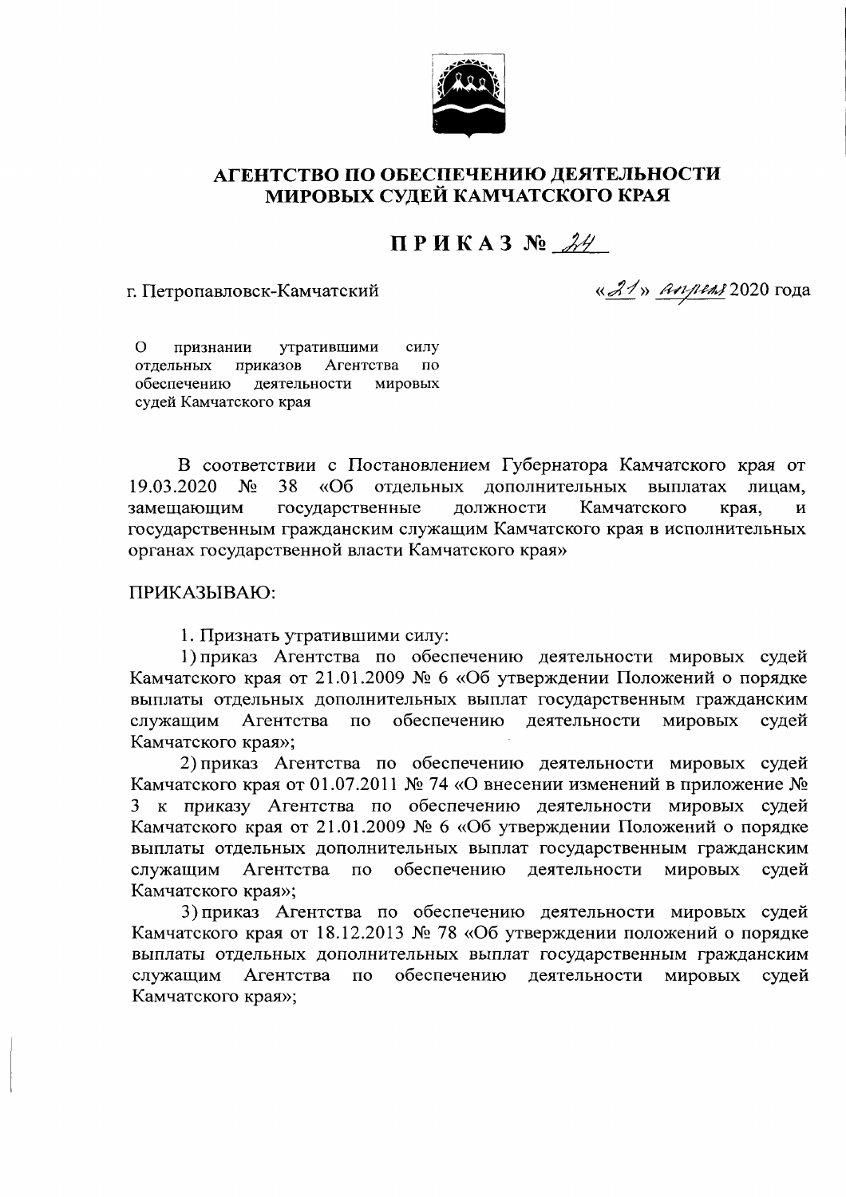# АГЕНТСТВО ПО ОБЕСПЕЧЕНИЮ ДЕЯТЕЛЬНОСТИ МИРОВЫХ СУДЕЙ КАМЧАТСКОГО КРАЯ

## ПРИКАЗ № 24

г. Петропавловск-Камчатский «21» апреля 2020 года

О признании утратившими силу отдельных приказов Агентства по обеспечению деятельности мировых судей Камчатского края

В соответствии с Постановлением Губернатора Камчатского края от 19.03.2020 № 38 «Об отдельных дополнительных выплатах лицам, замещающим государственные должности Камчатского края, и государственным гражданским служащим Камчатского края в исполнительных органах государственной власти Камчатского края»

ПРИКАЗЫВАЮ:

1. Признать утратившими силу:

1) приказ Агентства по обеспечению деятельности мировых судей Камчатского края от 21.01.2009 № 6 «Об утверждении Положений о порядке выплаты отдельных дополнительных выплат государственным гражданским служащим Агентства по обеспечению деятельности мировых судей Камчатского края»;

2) приказ Агентства по обеспечению деятельности мировых судей Камчатского края от 01.07.2011 № 74 «О внесении изменений в приложение № 3 к приказу Агентства по обеспечению деятельности мировых судей Камчатского края от 21.01.2009 № 6 «Об утверждении Положений о порядке выплаты отдельных дополнительных выплат государственным гражданским служащим Агентства по обеспечению деятельности мировых судей Камчатского края»;

3) приказ Агентства по обеспечению деятельности мировых судей Камчатского края от 18.12.2013 № 78 «Об утверждении положений о порядке выплаты отдельных дополнительных выплат государственным гражданским служащим Агентства по обеспечению деятельности мировых судей Камчатского края»;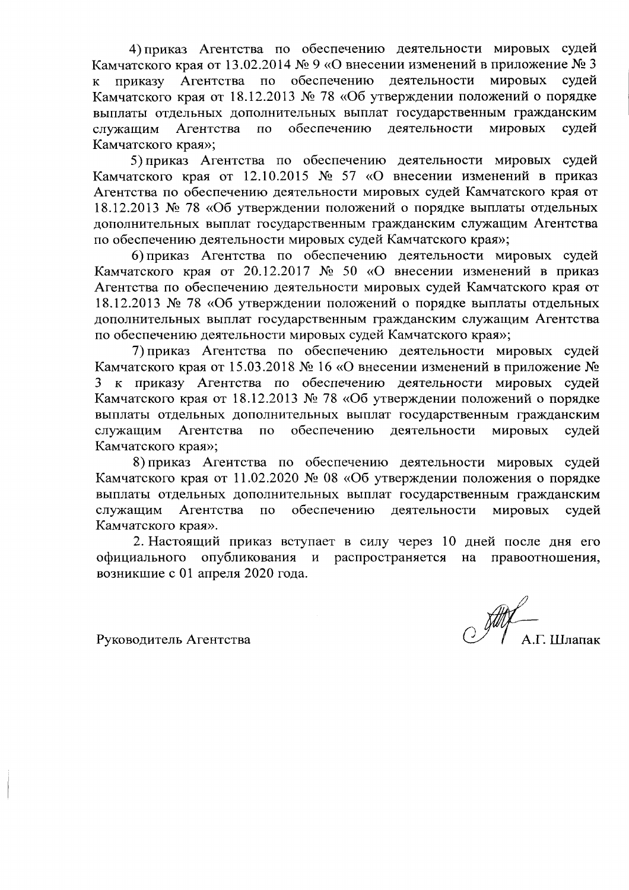4) приказ Агентства по обеспечению деятельности мировых судей Камчатского края от 13.02.2014 № 9 «О внесении изменений в приложение № 3 к приказу Агентства по обеспечению деятельности мировых судей Камчатского края от 18.12.2013 № 78 «Об утверждении положений о порядке выплаты отдельных дополнительных выплат государственным гражданским служащим Агентства по обеспечению деятельности мировых судей Камчатского края»;

5) приказ Агентства по обеспечению деятельности мировых судей Камчатского края от 12.10.2015 № 57 «О внесении изменений в приказ Агентства по обеспечению деятельности мировых судей Камчатского края от 18.12.2013 № 78 «Об утверждении положений о порядке выплаты отдельных дополнительных выплат государственным гражданским служащим Агентства по обеспечению деятельности мировых судей Камчатского края»;

6) приказ Агентства по обеспечению деятельности мировых судей Камчатского края от 20.12.2017 № 50 «О внесении изменений в приказ Агентства по обеспечению деятельности мировых судей Камчатского края от 18.12.2013 № 78 «Об утверждении положений о порядке выплаты отдельных дополнительных выплат государственным гражданским служащим Агентства по обеспечению деятельности мировых судей Камчатского края»;

7) приказ Агентства по обеспечению деятельности мировых судей Камчатского края от 15.03.2018 № 16 «О внесении изменений в приложение № 3 к приказу Агентства по обеспечению деятельности мировых судей Камчатского края от 18.12.2013 № 78 «Об утверждении положений о порядке выплаты отдельных дополнительных выплат государственным гражданским служащим Агентства по обеспечению деятельности мировых судей Камчатского края»;

8) приказ Агентства по обеспечению деятельности мировых судей Камчатского края от 11.02.2020 № 08 «Об утверждении положения о порядке выплаты отдельных дополнительных выплат государственным гражданским служащим Агентства по обеспечению деятельности мировых судей Камчатского края».

2. Настоящий приказ вступает в силу через 10 дней после дня его официального опубликования и распространяется на правоотношения, возникшие с 01 апреля 2020 года.

Руководитель Агентства А.Г. Шлапак